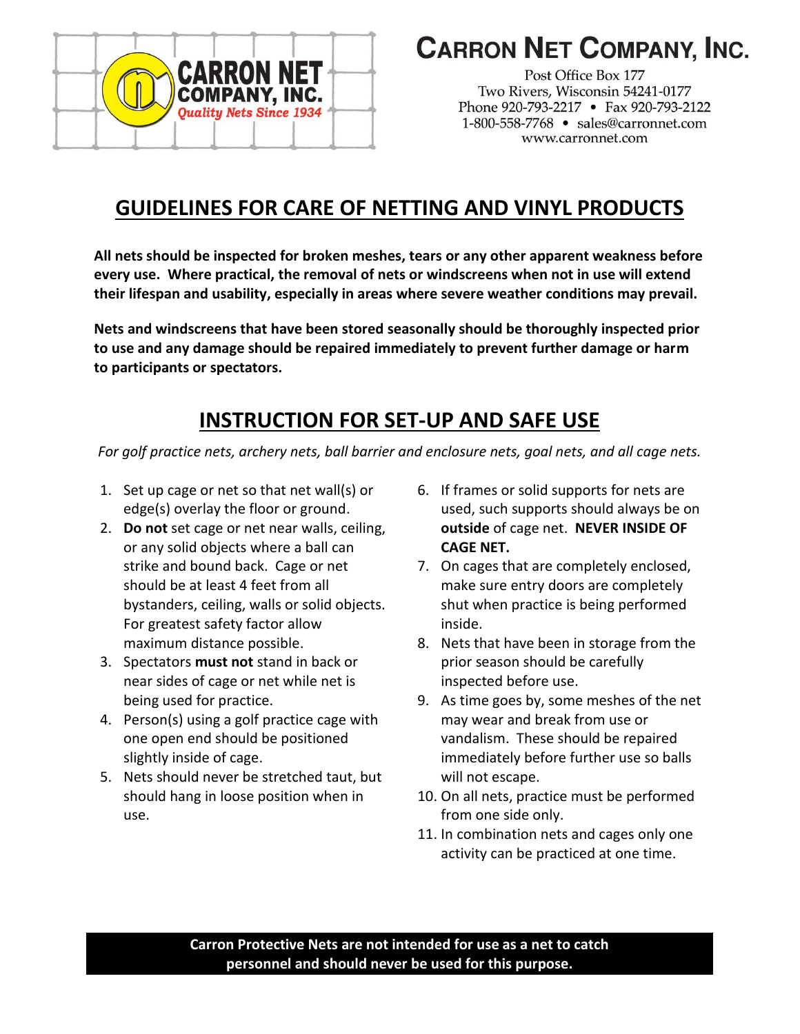# CARRON NET COMPANY, INC.

Post Office Box 177
Two Rivers, Wisconsin 54241-0177
Phone 920-793-2217 • Fax 920-793-2122
1-800-558-7768 • sales@carronnet.com
www.carronnet.com

## GUIDELINES FOR CARE OF NETTING AND VINYL PRODUCTS

**All nets should be inspected for broken meshes, tears or any other apparent weakness before every use. Where practical, the removal of nets or windscreens when not in use will extend their lifespan and usability, especially in areas where severe weather conditions may prevail.**

**Nets and windscreens that have been stored seasonally should be thoroughly inspected prior to use and any damage should be repaired immediately to prevent further damage or harm to participants or spectators.**

## INSTRUCTION FOR SET-UP AND SAFE USE

*For golf practice nets, archery nets, ball barrier and enclosure nets, goal nets, and all cage nets.*

1. Set up cage or net so that net wall(s) or edge(s) overlay the floor or ground.
2. **Do not** set cage or net near walls, ceiling, or any solid objects where a ball can strike and bound back. Cage or net should be at least 4 feet from all bystanders, ceiling, walls or solid objects. For greatest safety factor allow maximum distance possible.
3. Spectators **must not** stand in back or near sides of cage or net while net is being used for practice.
4. Person(s) using a golf practice cage with one open end should be positioned slightly inside of cage.
5. Nets should never be stretched taut, but should hang in loose position when in use.
6. If frames or solid supports for nets are used, such supports should always be on **outside** of cage net. **NEVER INSIDE OF CAGE NET.**
7. On cages that are completely enclosed, make sure entry doors are completely shut when practice is being performed inside.
8. Nets that have been in storage from the prior season should be carefully inspected before use.
9. As time goes by, some meshes of the net may wear and break from use or vandalism. These should be repaired immediately before further use so balls will not escape.
10. On all nets, practice must be performed from one side only.
11. In combination nets and cages only one activity can be practiced at one time.

**Carron Protective Nets are not intended for use as a net to catch personnel and should never be used for this purpose.**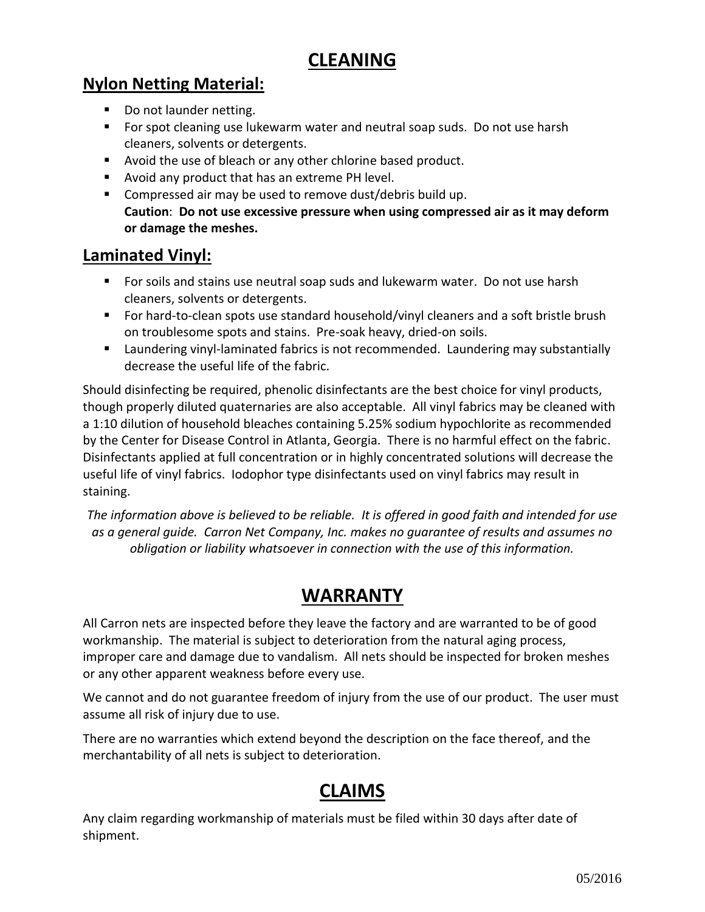# CLEANING

## Nylon Netting Material:

- Do not launder netting.
- For spot cleaning use lukewarm water and neutral soap suds. Do not use harsh cleaners, solvents or detergents.
- Avoid the use of bleach or any other chlorine based product.
- Avoid any product that has an extreme PH level.
- Compressed air may be used to remove dust/debris build up.
  **Caution**: **Do not use excessive pressure when using compressed air as it may deform or damage the meshes.**

## Laminated Vinyl:

- For soils and stains use neutral soap suds and lukewarm water. Do not use harsh cleaners, solvents or detergents.
- For hard-to-clean spots use standard household/vinyl cleaners and a soft bristle brush on troublesome spots and stains. Pre-soak heavy, dried-on soils.
- Laundering vinyl-laminated fabrics is not recommended. Laundering may substantially decrease the useful life of the fabric.

Should disinfecting be required, phenolic disinfectants are the best choice for vinyl products, though properly diluted quaternaries are also acceptable. All vinyl fabrics may be cleaned with a 1:10 dilution of household bleaches containing 5.25% sodium hypochlorite as recommended by the Center for Disease Control in Atlanta, Georgia. There is no harmful effect on the fabric. Disinfectants applied at full concentration or in highly concentrated solutions will decrease the useful life of vinyl fabrics. Iodophor type disinfectants used on vinyl fabrics may result in staining.

*The information above is believed to be reliable. It is offered in good faith and intended for use as a general guide. Carron Net Company, Inc. makes no guarantee of results and assumes no obligation or liability whatsoever in connection with the use of this information.*

# WARRANTY

All Carron nets are inspected before they leave the factory and are warranted to be of good workmanship. The material is subject to deterioration from the natural aging process, improper care and damage due to vandalism. All nets should be inspected for broken meshes or any other apparent weakness before every use.

We cannot and do not guarantee freedom of injury from the use of our product. The user must assume all risk of injury due to use.

There are no warranties which extend beyond the description on the face thereof, and the merchantability of all nets is subject to deterioration.

# CLAIMS

Any claim regarding workmanship of materials must be filed within 30 days after date of shipment.

05/2016